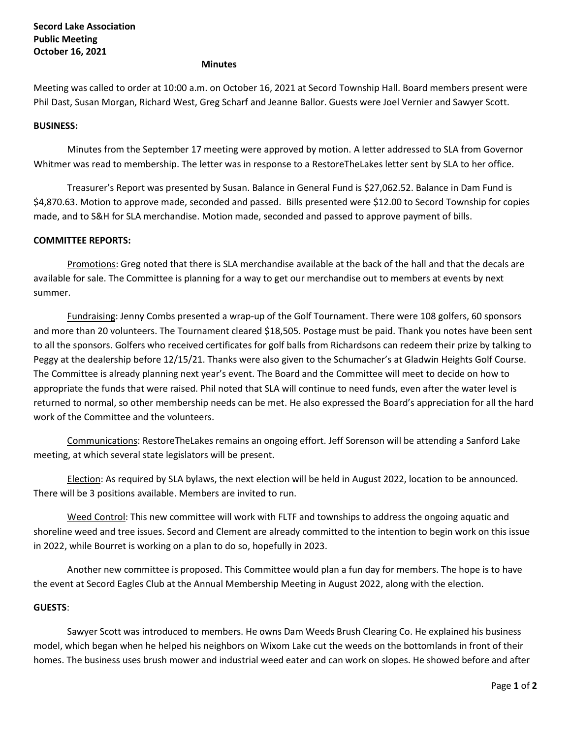**Secord Lake Association**
**Public Meeting**
**October 16, 2021**

**Minutes**

Meeting was called to order at 10:00 a.m. on October 16, 2021 at Secord Township Hall. Board members present were Phil Dast, Susan Morgan, Richard West, Greg Scharf and Jeanne Ballor. Guests were Joel Vernier and Sawyer Scott.

**BUSINESS:**

Minutes from the September 17 meeting were approved by motion. A letter addressed to SLA from Governor Whitmer was read to membership. The letter was in response to a RestoreTheLakes letter sent by SLA to her office.

Treasurer's Report was presented by Susan. Balance in General Fund is $27,062.52. Balance in Dam Fund is $4,870.63. Motion to approve made, seconded and passed. Bills presented were $12.00 to Secord Township for copies made, and to S&H for SLA merchandise. Motion made, seconded and passed to approve payment of bills.

**COMMITTEE REPORTS:**

Promotions: Greg noted that there is SLA merchandise available at the back of the hall and that the decals are available for sale. The Committee is planning for a way to get our merchandise out to members at events by next summer.

Fundraising: Jenny Combs presented a wrap-up of the Golf Tournament. There were 108 golfers, 60 sponsors and more than 20 volunteers. The Tournament cleared $18,505. Postage must be paid. Thank you notes have been sent to all the sponsors. Golfers who received certificates for golf balls from Richardsons can redeem their prize by talking to Peggy at the dealership before 12/15/21. Thanks were also given to the Schumacher's at Gladwin Heights Golf Course. The Committee is already planning next year's event. The Board and the Committee will meet to decide on how to appropriate the funds that were raised. Phil noted that SLA will continue to need funds, even after the water level is returned to normal, so other membership needs can be met. He also expressed the Board's appreciation for all the hard work of the Committee and the volunteers.

Communications: RestoreTheLakes remains an ongoing effort. Jeff Sorenson will be attending a Sanford Lake meeting, at which several state legislators will be present.

Election: As required by SLA bylaws, the next election will be held in August 2022, location to be announced. There will be 3 positions available. Members are invited to run.

Weed Control: This new committee will work with FLTF and townships to address the ongoing aquatic and shoreline weed and tree issues. Secord and Clement are already committed to the intention to begin work on this issue in 2022, while Bourret is working on a plan to do so, hopefully in 2023.

Another new committee is proposed. This Committee would plan a fun day for members. The hope is to have the event at Secord Eagles Club at the Annual Membership Meeting in August 2022, along with the election.

**GUESTS**:

Sawyer Scott was introduced to members. He owns Dam Weeds Brush Clearing Co. He explained his business model, which began when he helped his neighbors on Wixom Lake cut the weeds on the bottomlands in front of their homes. The business uses brush mower and industrial weed eater and can work on slopes. He showed before and after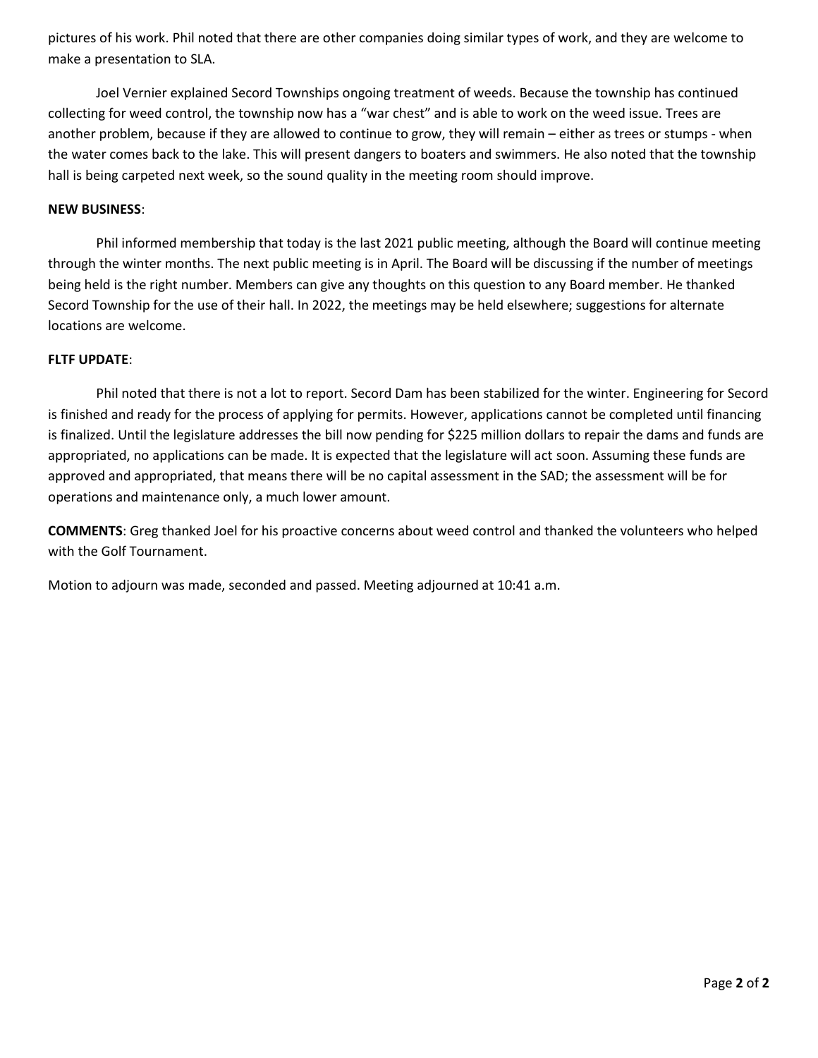pictures of his work. Phil noted that there are other companies doing similar types of work, and they are welcome to make a presentation to SLA.

Joel Vernier explained Secord Townships ongoing treatment of weeds. Because the township has continued collecting for weed control, the township now has a "war chest" and is able to work on the weed issue. Trees are another problem, because if they are allowed to continue to grow, they will remain – either as trees or stumps - when the water comes back to the lake. This will present dangers to boaters and swimmers. He also noted that the township hall is being carpeted next week, so the sound quality in the meeting room should improve.

**NEW BUSINESS**:

Phil informed membership that today is the last 2021 public meeting, although the Board will continue meeting through the winter months. The next public meeting is in April. The Board will be discussing if the number of meetings being held is the right number. Members can give any thoughts on this question to any Board member. He thanked Secord Township for the use of their hall. In 2022, the meetings may be held elsewhere; suggestions for alternate locations are welcome.

**FLTF UPDATE**:

Phil noted that there is not a lot to report. Secord Dam has been stabilized for the winter. Engineering for Secord is finished and ready for the process of applying for permits. However, applications cannot be completed until financing is finalized. Until the legislature addresses the bill now pending for $225 million dollars to repair the dams and funds are appropriated, no applications can be made. It is expected that the legislature will act soon. Assuming these funds are approved and appropriated, that means there will be no capital assessment in the SAD; the assessment will be for operations and maintenance only, a much lower amount.

**COMMENTS**: Greg thanked Joel for his proactive concerns about weed control and thanked the volunteers who helped with the Golf Tournament.

Motion to adjourn was made, seconded and passed. Meeting adjourned at 10:41 a.m.